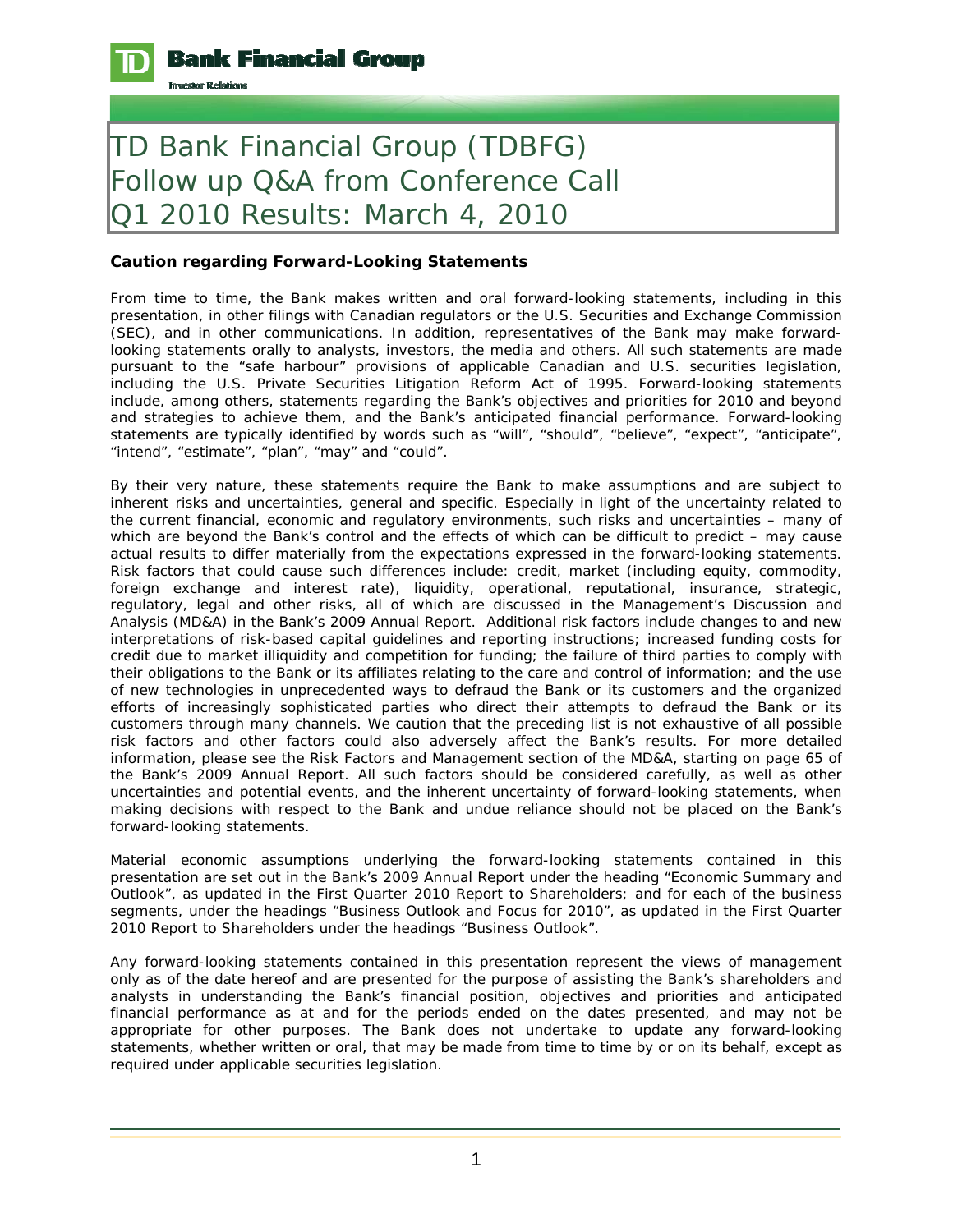# TD Bank Financial Group (TDBFG) Follow up Q&A from Conference Call Q1 2010 Results: March 4, 2010

**Caution regarding Forward-Looking Statements**

From time to time, the Bank makes written and oral forward-looking statements, including in this presentation, in other filings with Canadian regulators or the U.S. Securities and Exchange Commission (SEC), and in other communications. In addition, representatives of the Bank may make forward-looking statements orally to analysts, investors, the media and others. All such statements are made pursuant to the "safe harbour" provisions of applicable Canadian and U.S. securities legislation, including the U.S. Private Securities Litigation Reform Act of 1995. Forward-looking statements include, among others, statements regarding the Bank's objectives and priorities for 2010 and beyond and strategies to achieve them, and the Bank's anticipated financial performance. Forward-looking statements are typically identified by words such as "will", "should", "believe", "expect", "anticipate", "intend", "estimate", "plan", "may" and "could".

By their very nature, these statements require the Bank to make assumptions and are subject to inherent risks and uncertainties, general and specific. Especially in light of the uncertainty related to the current financial, economic and regulatory environments, such risks and uncertainties – many of which are beyond the Bank's control and the effects of which can be difficult to predict – may cause actual results to differ materially from the expectations expressed in the forward-looking statements. Risk factors that could cause such differences include: credit, market (including equity, commodity, foreign exchange and interest rate), liquidity, operational, reputational, insurance, strategic, regulatory, legal and other risks, all of which are discussed in the Management's Discussion and Analysis (MD&A) in the Bank's 2009 Annual Report. Additional risk factors include changes to and new interpretations of risk-based capital guidelines and reporting instructions; increased funding costs for credit due to market illiquidity and competition for funding; the failure of third parties to comply with their obligations to the Bank or its affiliates relating to the care and control of information; and the use of new technologies in unprecedented ways to defraud the Bank or its customers and the organized efforts of increasingly sophisticated parties who direct their attempts to defraud the Bank or its customers through many channels. We caution that the preceding list is not exhaustive of all possible risk factors and other factors could also adversely affect the Bank's results. For more detailed information, please see the Risk Factors and Management section of the MD&A, starting on page 65 of the Bank's 2009 Annual Report. All such factors should be considered carefully, as well as other uncertainties and potential events, and the inherent uncertainty of forward-looking statements, when making decisions with respect to the Bank and undue reliance should not be placed on the Bank's forward-looking statements.

Material economic assumptions underlying the forward-looking statements contained in this presentation are set out in the Bank's 2009 Annual Report under the heading "Economic Summary and Outlook", as updated in the First Quarter 2010 Report to Shareholders; and for each of the business segments, under the headings "Business Outlook and Focus for 2010", as updated in the First Quarter 2010 Report to Shareholders under the headings "Business Outlook".

Any forward-looking statements contained in this presentation represent the views of management only as of the date hereof and are presented for the purpose of assisting the Bank's shareholders and analysts in understanding the Bank's financial position, objectives and priorities and anticipated financial performance as at and for the periods ended on the dates presented, and may not be appropriate for other purposes. The Bank does not undertake to update any forward-looking statements, whether written or oral, that may be made from time to time by or on its behalf, except as required under applicable securities legislation.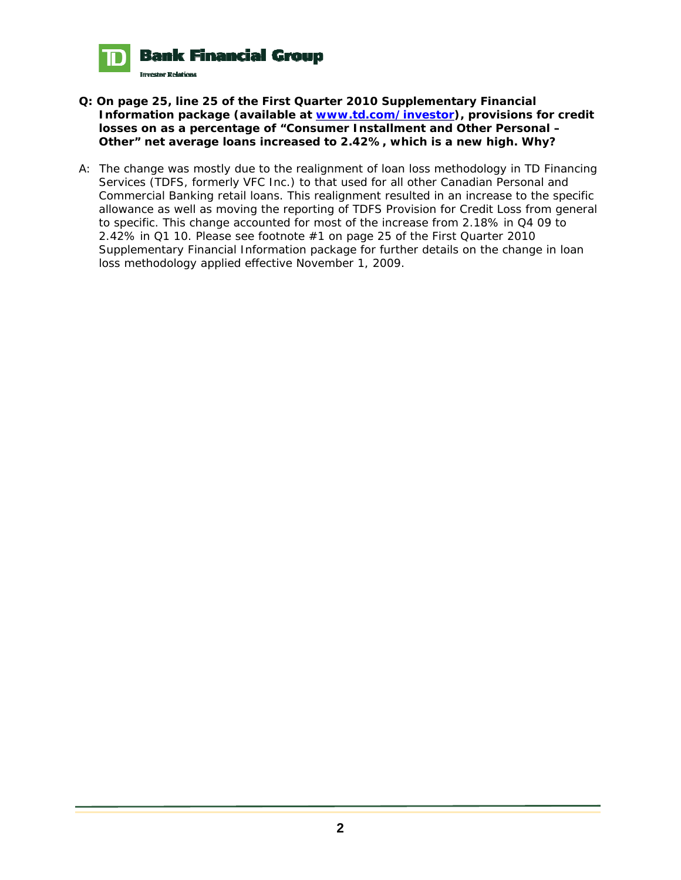**Q: On page 25, line 25 of the First Quarter 2010 Supplementary Financial Information package (available at [www.td.com/investor](http://www.td.com/investor)), provisions for credit losses on as a percentage of "Consumer Installment and Other Personal – Other" net average loans increased to 2.42%, which is a new high. Why?**

A: The change was mostly due to the realignment of loan loss methodology in TD Financing Services (TDFS, formerly VFC Inc.) to that used for all other Canadian Personal and Commercial Banking retail loans. This realignment resulted in an increase to the specific allowance as well as moving the reporting of TDFS Provision for Credit Loss from general to specific. This change accounted for most of the increase from 2.18% in Q4 09 to 2.42% in Q1 10. Please see footnote #1 on page 25 of the First Quarter 2010 Supplementary Financial Information package for further details on the change in loan loss methodology applied effective November 1, 2009.